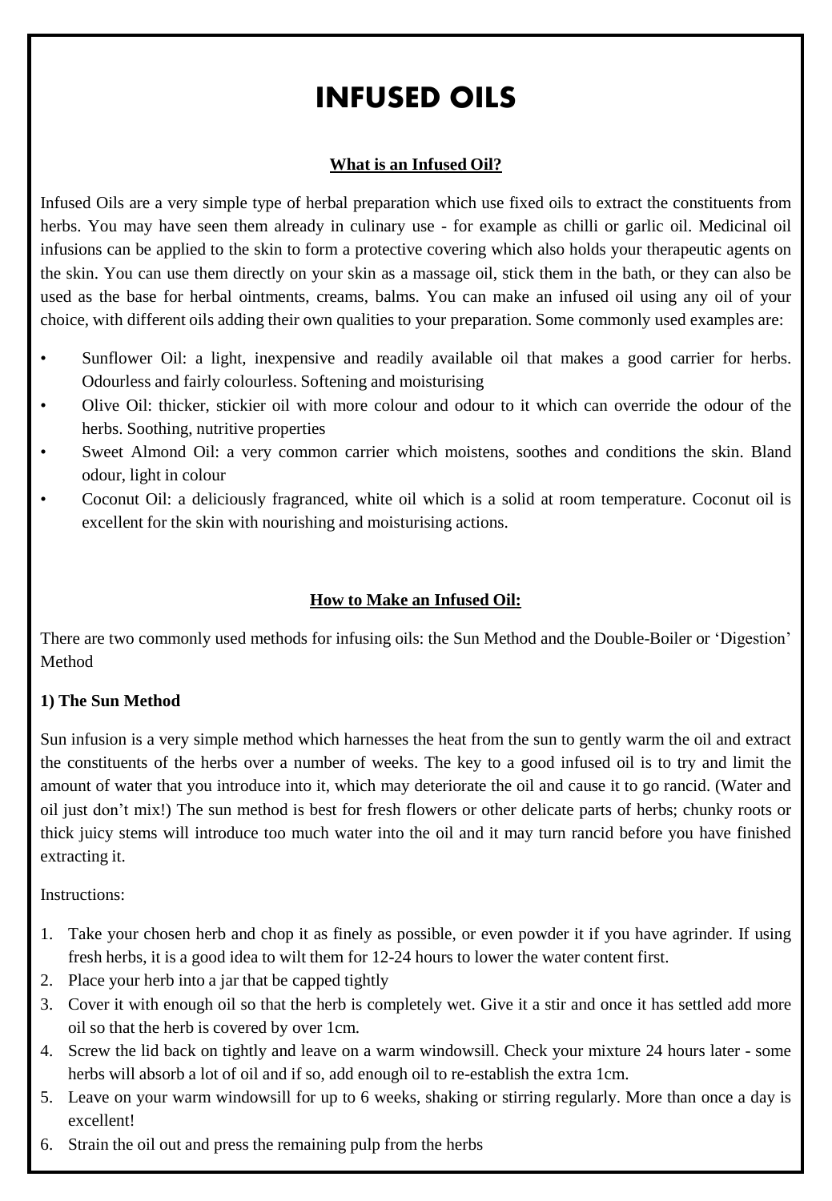# INFUSED OILS

**What is an Infused Oil?**

Infused Oils are a very simple type of herbal preparation which use fixed oils to extract the constituents from herbs. You may have seen them already in culinary use - for example as chilli or garlic oil. Medicinal oil infusions can be applied to the skin to form a protective covering which also holds your therapeutic agents on the skin. You can use them directly on your skin as a massage oil, stick them in the bath, or they can also be used as the base for herbal ointments, creams, balms. You can make an infused oil using any oil of your choice, with different oils adding their own qualities to your preparation. Some commonly used examples are:

- Sunflower Oil: a light, inexpensive and readily available oil that makes a good carrier for herbs. Odourless and fairly colourless. Softening and moisturising
- Olive Oil: thicker, stickier oil with more colour and odour to it which can override the odour of the herbs. Soothing, nutritive properties
- Sweet Almond Oil: a very common carrier which moistens, soothes and conditions the skin. Bland odour, light in colour
- Coconut Oil: a deliciously fragranced, white oil which is a solid at room temperature. Coconut oil is excellent for the skin with nourishing and moisturising actions.

**How to Make an Infused Oil:**

There are two commonly used methods for infusing oils: the Sun Method and the Double-Boiler or 'Digestion' Method

**1) The Sun Method**

Sun infusion is a very simple method which harnesses the heat from the sun to gently warm the oil and extract the constituents of the herbs over a number of weeks. The key to a good infused oil is to try and limit the amount of water that you introduce into it, which may deteriorate the oil and cause it to go rancid. (Water and oil just don't mix!) The sun method is best for fresh flowers or other delicate parts of herbs; chunky roots or thick juicy stems will introduce too much water into the oil and it may turn rancid before you have finished extracting it.

Instructions:

1. Take your chosen herb and chop it as finely as possible, or even powder it if you have agrinder. If using fresh herbs, it is a good idea to wilt them for 12-24 hours to lower the water content first.
2. Place your herb into a jar that be capped tightly
3. Cover it with enough oil so that the herb is completely wet. Give it a stir and once it has settled add more oil so that the herb is covered by over 1cm.
4. Screw the lid back on tightly and leave on a warm windowsill. Check your mixture 24 hours later - some herbs will absorb a lot of oil and if so, add enough oil to re-establish the extra 1cm.
5. Leave on your warm windowsill for up to 6 weeks, shaking or stirring regularly. More than once a day is excellent!
6. Strain the oil out and press the remaining pulp from the herbs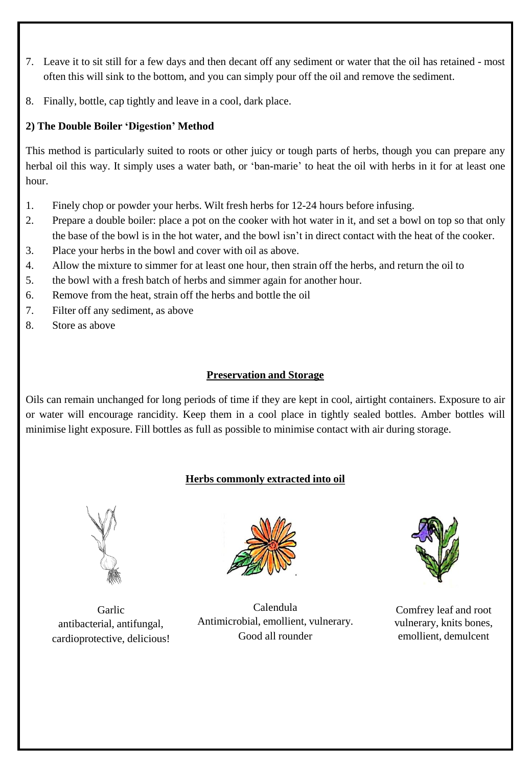7. Leave it to sit still for a few days and then decant off any sediment or water that the oil has retained - most often this will sink to the bottom, and you can simply pour off the oil and remove the sediment.
8. Finally, bottle, cap tightly and leave in a cool, dark place.

**2) The Double Boiler 'Digestion' Method**

This method is particularly suited to roots or other juicy or tough parts of herbs, though you can prepare any herbal oil this way. It simply uses a water bath, or 'ban-marie' to heat the oil with herbs in it for at least one hour.

1. Finely chop or powder your herbs. Wilt fresh herbs for 12-24 hours before infusing.
2. Prepare a double boiler: place a pot on the cooker with hot water in it, and set a bowl on top so that only the base of the bowl is in the hot water, and the bowl isn't in direct contact with the heat of the cooker.
3. Place your herbs in the bowl and cover with oil as above.
4. Allow the mixture to simmer for at least one hour, then strain off the herbs, and return the oil to
5. the bowl with a fresh batch of herbs and simmer again for another hour.
6. Remove from the heat, strain off the herbs and bottle the oil
7. Filter off any sediment, as above
8. Store as above

## Preservation and Storage

Oils can remain unchanged for long periods of time if they are kept in cool, airtight containers. Exposure to air or water will encourage rancidity. Keep them in a cool place in tightly sealed bottles. Amber bottles will minimise light exposure. Fill bottles as full as possible to minimise contact with air during storage.

## Herbs commonly extracted into oil

Garlic
antibacterial, antifungal, cardioprotective, delicious!

Calendula
Antimicrobial, emollient, vulnerary. Good all rounder

Comfrey leaf and root
vulnerary, knits bones, emollient, demulcent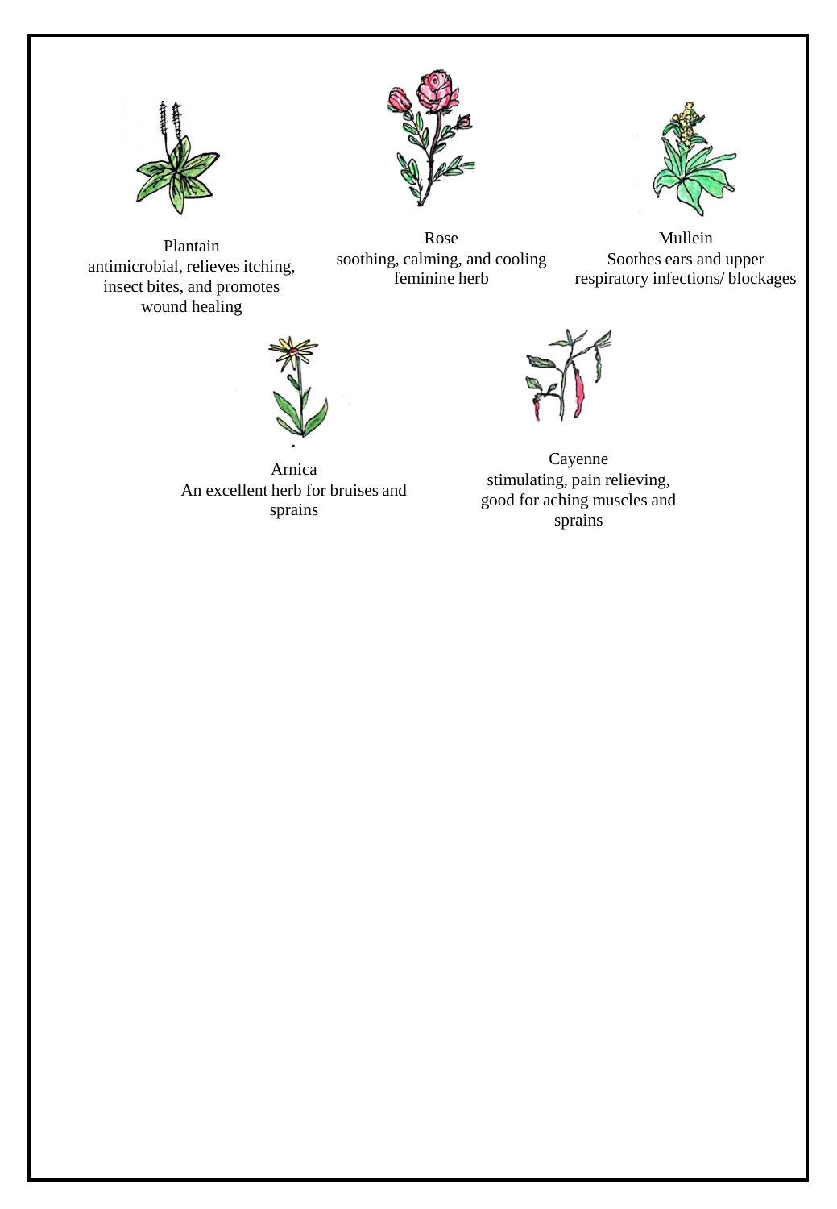Plantain
antimicrobial, relieves itching, insect bites, and promotes wound healing

Rose
soothing, calming, and cooling feminine herb

Mullein
Soothes ears and upper respiratory infections/ blockages

Arnica
An excellent herb for bruises and sprains

Cayenne
stimulating, pain relieving, good for aching muscles and sprains